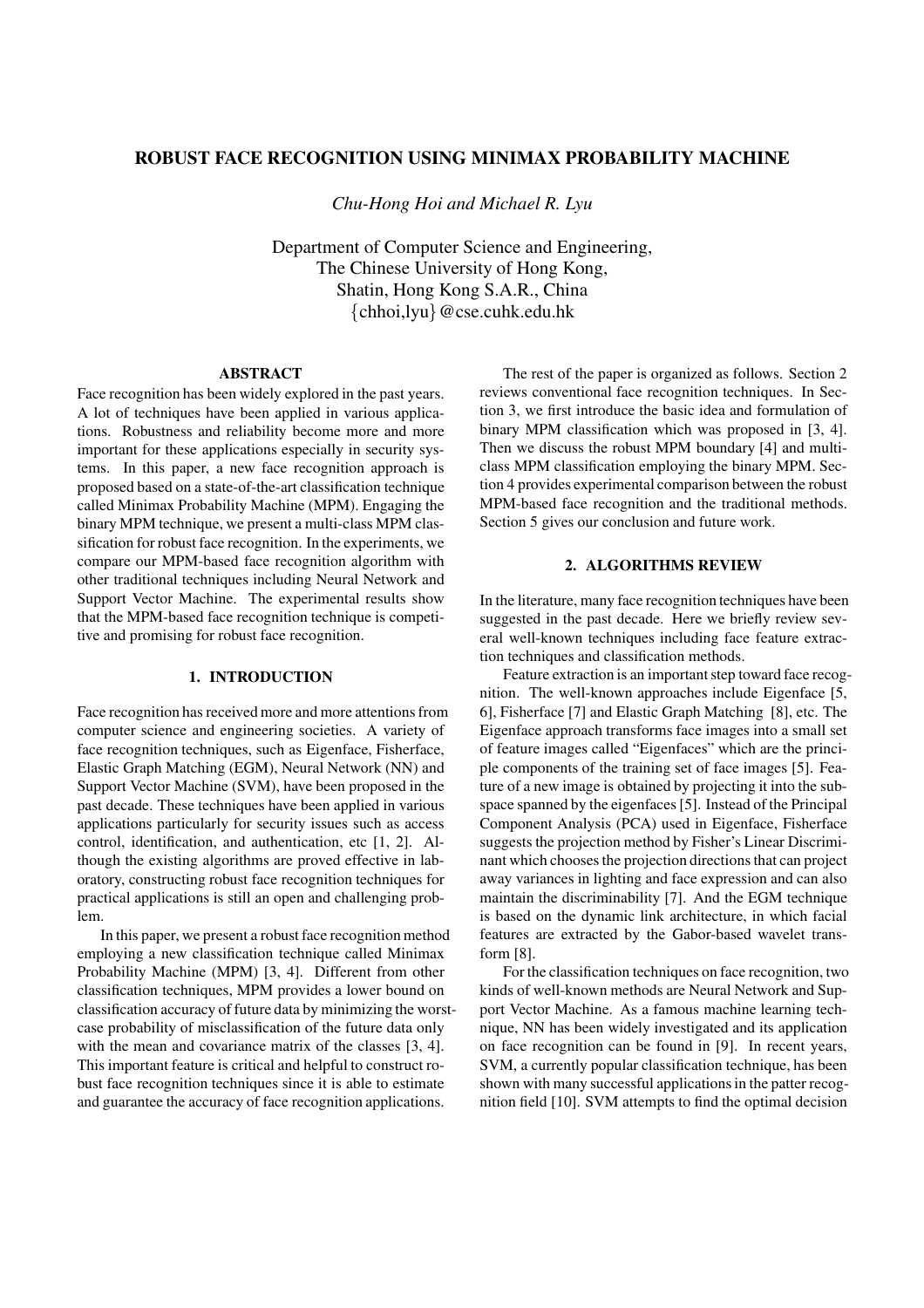# ROBUST FACE RECOGNITION USING MINIMAX PROBABILITY MACHINE

*Chu-Hong Hoi and Michael R. Lyu*

Department of Computer Science and Engineering,
The Chinese University of Hong Kong,
Shatin, Hong Kong S.A.R., China
{chhoi,lyu}@cse.cuhk.edu.hk

## ABSTRACT

Face recognition has been widely explored in the past years. A lot of techniques have been applied in various applications. Robustness and reliability become more and more important for these applications especially in security systems. In this paper, a new face recognition approach is proposed based on a state-of-the-art classification technique called Minimax Probability Machine (MPM). Engaging the binary MPM technique, we present a multi-class MPM classification for robust face recognition. In the experiments, we compare our MPM-based face recognition algorithm with other traditional techniques including Neural Network and Support Vector Machine. The experimental results show that the MPM-based face recognition technique is competitive and promising for robust face recognition.

## 1. INTRODUCTION

Face recognition has received more and more attentions from computer science and engineering societies. A variety of face recognition techniques, such as Eigenface, Fisherface, Elastic Graph Matching (EGM), Neural Network (NN) and Support Vector Machine (SVM), have been proposed in the past decade. These techniques have been applied in various applications particularly for security issues such as access control, identification, and authentication, etc [1, 2]. Although the existing algorithms are proved effective in laboratory, constructing robust face recognition techniques for practical applications is still an open and challenging problem.

In this paper, we present a robust face recognition method employing a new classification technique called Minimax Probability Machine (MPM) [3, 4]. Different from other classification techniques, MPM provides a lower bound on classification accuracy of future data by minimizing the worst-case probability of misclassification of the future data only with the mean and covariance matrix of the classes [3, 4]. This important feature is critical and helpful to construct robust face recognition techniques since it is able to estimate and guarantee the accuracy of face recognition applications.

The rest of the paper is organized as follows. Section 2 reviews conventional face recognition techniques. In Section 3, we first introduce the basic idea and formulation of binary MPM classification which was proposed in [3, 4]. Then we discuss the robust MPM boundary [4] and multi-class MPM classification employing the binary MPM. Section 4 provides experimental comparison between the robust MPM-based face recognition and the traditional methods. Section 5 gives our conclusion and future work.

## 2. ALGORITHMS REVIEW

In the literature, many face recognition techniques have been suggested in the past decade. Here we briefly review several well-known techniques including face feature extraction techniques and classification methods.

Feature extraction is an important step toward face recognition. The well-known approaches include Eigenface [5, 6], Fisherface [7] and Elastic Graph Matching [8], etc. The Eigenface approach transforms face images into a small set of feature images called "Eigenfaces" which are the principle components of the training set of face images [5]. Feature of a new image is obtained by projecting it into the subspace spanned by the eigenfaces [5]. Instead of the Principal Component Analysis (PCA) used in Eigenface, Fisherface suggests the projection method by Fisher's Linear Discriminant which chooses the projection directions that can project away variances in lighting and face expression and can also maintain the discriminability [7]. And the EGM technique is based on the dynamic link architecture, in which facial features are extracted by the Gabor-based wavelet transform [8].

For the classification techniques on face recognition, two kinds of well-known methods are Neural Network and Support Vector Machine. As a famous machine learning technique, NN has been widely investigated and its application on face recognition can be found in [9]. In recent years, SVM, a currently popular classification technique, has been shown with many successful applications in the patter recognition field [10]. SVM attempts to find the optimal decision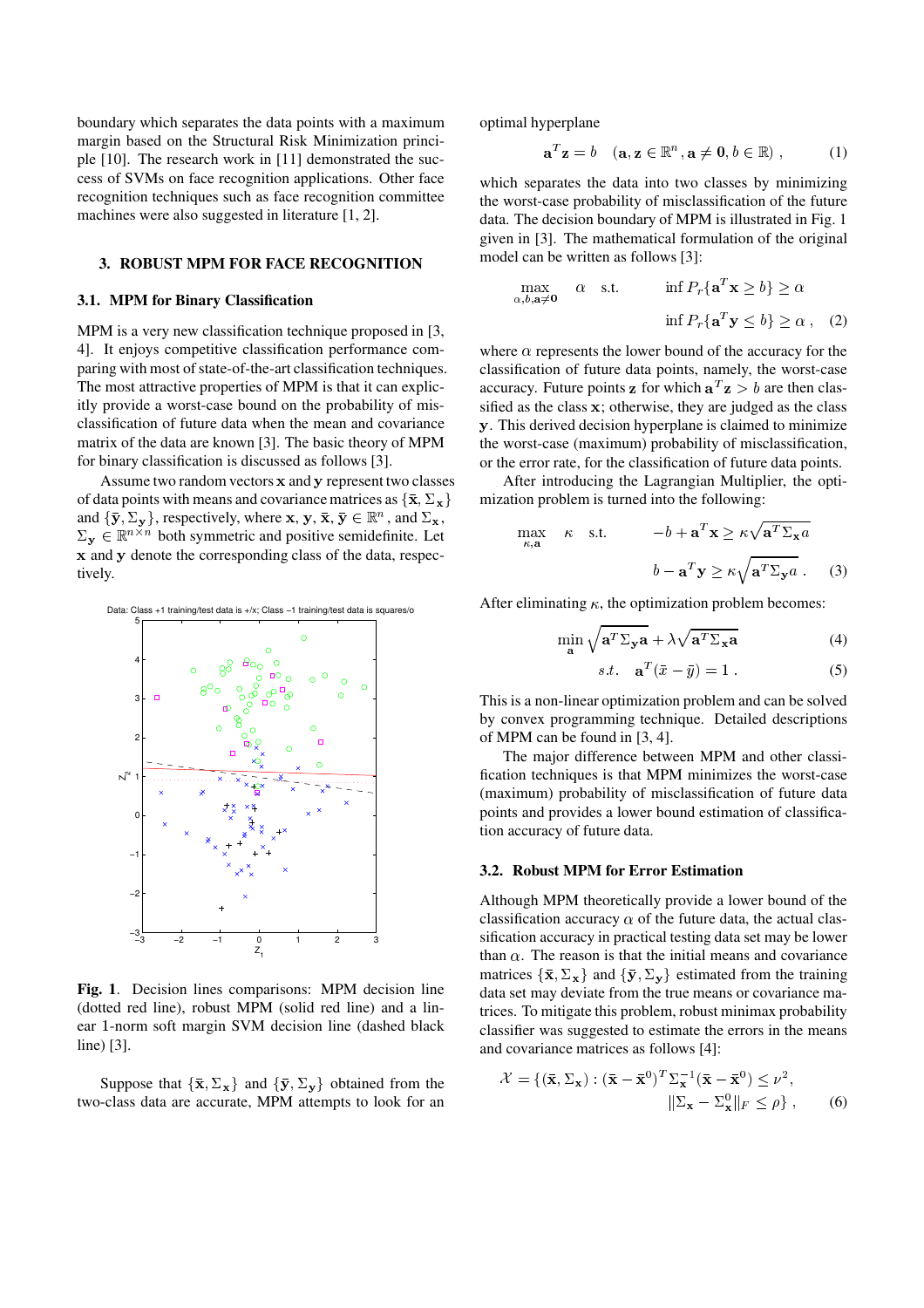boundary which separates the data points with a maximum margin based on the Structural Risk Minimization principle [10]. The research work in [11] demonstrated the success of SVMs on face recognition applications. Other face recognition techniques such as face recognition committee machines were also suggested in literature [1, 2].

## 3. ROBUST MPM FOR FACE RECOGNITION

### 3.1. MPM for Binary Classification

MPM is a very new classification technique proposed in [3, 4]. It enjoys competitive classification performance comparing with most of state-of-the-art classification techniques. The most attractive properties of MPM is that it can explicitly provide a worst-case bound on the probability of misclassification of future data when the mean and covariance matrix of the data are known [3]. The basic theory of MPM for binary classification is discussed as follows [3].

Assume two random vectors $\mathbf{x}$ and $\mathbf{y}$ represent two classes of data points with means and covariance matrices as $\{\bar{\mathbf{x}}, \Sigma_{\mathbf{x}}\}$ and $\{\bar{\mathbf{y}}, \Sigma_{\mathbf{y}}\}$, respectively, where $\mathbf{x}, \mathbf{y}, \bar{\mathbf{x}}, \bar{\mathbf{y}} \in \mathbb{R}^n$, and $\Sigma_{\mathbf{x}}, \Sigma_{\mathbf{y}} \in \mathbb{R}^{n \times n}$ both symmetric and positive semidefinite. Let $\mathbf{x}$ and $\mathbf{y}$ denote the corresponding class of the data, respectively.

**Fig. 1**. Decision lines comparisons: MPM decision line (dotted red line), robust MPM (solid red line) and a linear 1-norm soft margin SVM decision line (dashed black line) [3].

Suppose that $\{\bar{\mathbf{x}}, \Sigma_{\mathbf{x}}\}$ and $\{\bar{\mathbf{y}}, \Sigma_{\mathbf{y}}\}$ obtained from the two-class data are accurate, MPM attempts to look for an optimal hyperplane

$$\mathbf{a}^T\mathbf{z} = b \quad (\mathbf{a}, \mathbf{z} \in \mathbb{R}^n, \mathbf{a} \neq \mathbf{0}, b \in \mathbb{R}), \tag{1}$$

which separates the data into two classes by minimizing the worst-case probability of misclassification of the future data. The decision boundary of MPM is illustrated in Fig. 1 given in [3]. The mathematical formulation of the original model can be written as follows [3]:

$$\max_{\alpha, b, \mathbf{a} \neq \mathbf{0}} \quad \alpha \quad \text{s.t.} \quad \inf P_r\{\mathbf{a}^T\mathbf{x} \geq b\} \geq \alpha$$
$$\inf P_r\{\mathbf{a}^T\mathbf{y} \leq b\} \geq \alpha, \tag{2}$$

where $\alpha$ represents the lower bound of the accuracy for the classification of future data points, namely, the worst-case accuracy. Future points $\mathbf{z}$ for which $\mathbf{a}^T\mathbf{z} > b$ are then classified as the class $\mathbf{x}$; otherwise, they are judged as the class $\mathbf{y}$. This derived decision hyperplane is claimed to minimize the worst-case (maximum) probability of misclassification, or the error rate, for the classification of future data points.

After introducing the Lagrangian Multiplier, the optimization problem is turned into the following:

$$\max_{\kappa, \mathbf{a}} \quad \kappa \quad \text{s.t.} \quad -b + \mathbf{a}^T\mathbf{x} \geq \kappa\sqrt{\mathbf{a}^T\Sigma_{\mathbf{x}}a}$$
$$b - \mathbf{a}^T\mathbf{y} \geq \kappa\sqrt{\mathbf{a}^T\Sigma_{\mathbf{y}}a}. \tag{3}$$

After eliminating $\kappa$, the optimization problem becomes:

$$\min_{\mathbf{a}} \sqrt{\mathbf{a}^T\Sigma_{\mathbf{y}}\mathbf{a}} + \lambda\sqrt{\mathbf{a}^T\Sigma_{\mathbf{x}}\mathbf{a}} \tag{4}$$

$$s.t. \quad \mathbf{a}^T(\bar{x} - \bar{y}) = 1. \tag{5}$$

This is a non-linear optimization problem and can be solved by convex programming technique. Detailed descriptions of MPM can be found in [3, 4].

The major difference between MPM and other classification techniques is that MPM minimizes the worst-case (maximum) probability of misclassification of future data points and provides a lower bound estimation of classification accuracy of future data.

### 3.2. Robust MPM for Error Estimation

Although MPM theoretically provide a lower bound of the classification accuracy $\alpha$ of the future data, the actual classification accuracy in practical testing data set may be lower than $\alpha$. The reason is that the initial means and covariance matrices $\{\bar{\mathbf{x}}, \Sigma_{\mathbf{x}}\}$ and $\{\bar{\mathbf{y}}, \Sigma_{\mathbf{y}}\}$ estimated from the training data set may deviate from the true means or covariance matrices. To mitigate this problem, robust minimax probability classifier was suggested to estimate the errors in the means and covariance matrices as follows [4]:

$$\mathcal{X} = \{(\bar{\mathbf{x}}, \Sigma_{\mathbf{x}}) : (\bar{\mathbf{x}} - \bar{\mathbf{x}}^0)^T\Sigma_{\mathbf{x}}^{-1}(\bar{\mathbf{x}} - \bar{\mathbf{x}}^0) \leq \nu^2,$$
$$\|\Sigma_{\mathbf{x}} - \Sigma_{\mathbf{x}}^0\|_F \leq \rho\}, \tag{6}$$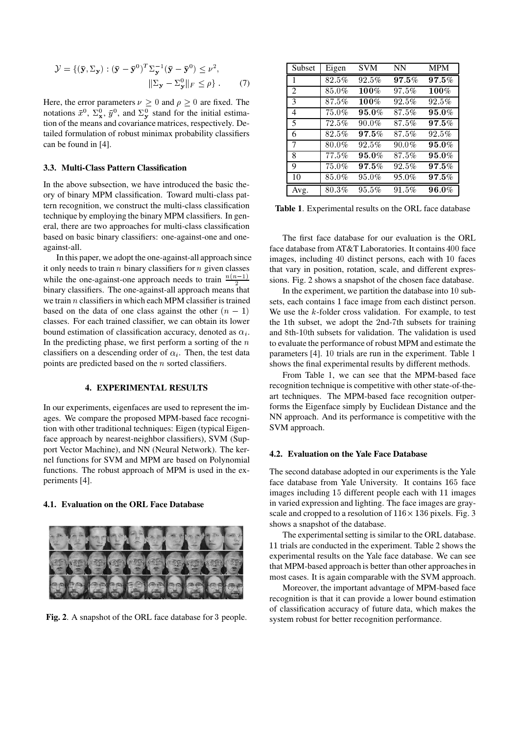$$\mathcal{Y} = \{(\bar{\mathbf{y}}, \Sigma_{\mathbf{y}}) : (\bar{\mathbf{y}} - \bar{\mathbf{y}}^0)^T \Sigma_{\mathbf{y}}^{-1} (\bar{\mathbf{y}} - \bar{\mathbf{y}}^0) \leq \nu^2, \\ \|\Sigma_{\mathbf{y}} - \Sigma_{\mathbf{y}}^0\|_F \leq \rho\} . \quad (7)$$

Here, the error parameters $\nu \geq 0$ and $\rho \geq 0$ are fixed. The notations $\bar{x}^0$, $\Sigma_{\mathbf{x}}^0$, $\bar{y}^0$, and $\Sigma_{\mathbf{y}}^0$ stand for the initial estimation of the means and covariance matrices, respectively. Detailed formulation of robust minimax probability classifiers can be found in [4].

### 3.3. Multi-Class Pattern Classification

In the above subsection, we have introduced the basic theory of binary MPM classification. Toward multi-class pattern recognition, we construct the multi-class classification technique by employing the binary MPM classifiers. In general, there are two approaches for multi-class classification based on basic binary classifiers: one-against-one and one-against-all.

In this paper, we adopt the one-against-all approach since it only needs to train $n$ binary classifiers for $n$ given classes while the one-against-one approach needs to train $\frac{n(n-1)}{2}$ binary classifiers. The one-against-all approach means that we train $n$ classifiers in which each MPM classifier is trained based on the data of one class against the other $(n-1)$ classes. For each trained classifier, we can obtain its lower bound estimation of classification accuracy, denoted as $\alpha_i$. In the predicting phase, we first perform a sorting of the $n$ classifiers on a descending order of $\alpha_i$. Then, the test data points are predicted based on the $n$ sorted classifiers.

## 4. EXPERIMENTAL RESULTS

In our experiments, eigenfaces are used to represent the images. We compare the proposed MPM-based face recognition with other traditional techniques: Eigen (typical Eigenface approach by nearest-neighbor classifiers), SVM (Support Vector Machine), and NN (Neural Network). The kernel functions for SVM and MPM are based on Polynomial functions. The robust approach of MPM is used in the experiments [4].

### 4.1. Evaluation on the ORL Face Database

**Fig. 2**. A snapshot of the ORL face database for 3 people.

| Subset | Eigen | SVM | NN | MPM |
|---|---|---|---|---|
| 1 | 82.5% | 92.5% | **97.5%** | **97.5%** |
| 2 | 85.0% | **100%** | 97.5% | **100%** |
| 3 | 87.5% | **100%** | 92.5% | 92.5% |
| 4 | 75.0% | **95.0%** | 87.5% | **95.0%** |
| 5 | 72.5% | 90.0% | 87.5% | **97.5%** |
| 6 | 82.5% | **97.5%** | 87.5% | 92.5% |
| 7 | 80.0% | 92.5% | 90.0% | **95.0%** |
| 8 | 77.5% | **95.0%** | 87.5% | **95.0%** |
| 9 | 75.0% | **97.5%** | 92.5% | **97.5%** |
| 10 | 85.0% | 95.0% | 95.0% | **97.5%** |
| Avg. | 80.3% | 95.5% | 91.5% | **96.0%** |

**Table 1**. Experimental results on the ORL face database

The first face database for our evaluation is the ORL face database from AT&T Laboratories. It contains 400 face images, including 40 distinct persons, each with 10 faces that vary in position, rotation, scale, and different expressions. Fig. 2 shows a snapshot of the chosen face database.

In the experiment, we partition the database into 10 subsets, each contains 1 face image from each distinct person. We use the $k$-folder cross validation. For example, to test the 1th subset, we adopt the 2nd-7th subsets for training and 8th-10th subsets for validation. The validation is used to evaluate the performance of robust MPM and estimate the parameters [4]. 10 trials are run in the experiment. Table 1 shows the final experimental results by different methods.

From Table 1, we can see that the MPM-based face recognition technique is competitive with other state-of-the-art techniques. The MPM-based face recognition outperforms the Eigenface simply by Euclidean Distance and the NN approach. And its performance is competitive with the SVM approach.

### 4.2. Evaluation on the Yale Face Database

The second database adopted in our experiments is the Yale face database from Yale University. It contains 165 face images including 15 different people each with 11 images in varied expression and lighting. The face images are grayscale and cropped to a resolution of $116 \times 136$ pixels. Fig. 3 shows a snapshot of the database.

The experimental setting is similar to the ORL database. 11 trials are conducted in the experiment. Table 2 shows the experimental results on the Yale face database. We can see that MPM-based approach is better than other approaches in most cases. It is again comparable with the SVM approach.

Moreover, the important advantage of MPM-based face recognition is that it can provide a lower bound estimation of classification accuracy of future data, which makes the system robust for better recognition performance.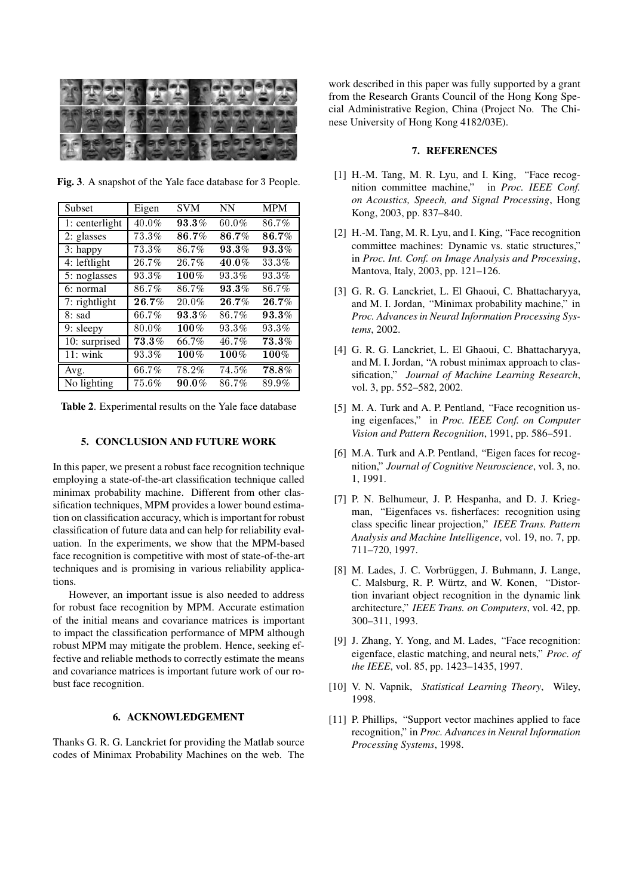Fig. 3. A snapshot of the Yale face database for 3 People.

| Subset | Eigen | SVM | NN | MPM |
|---|---|---|---|---|
| 1: centerlight | 40.0% | **93.3%** | 60.0% | 86.7% |
| 2: glasses | 73.3% | **86.7%** | **86.7%** | **86.7%** |
| 3: happy | 73.3% | 86.7% | **93.3%** | **93.3%** |
| 4: leftlight | 26.7% | 26.7% | **40.0%** | 33.3% |
| 5: noglasses | 93.3% | **100%** | 93.3% | 93.3% |
| 6: normal | 86.7% | 86.7% | **93.3%** | 86.7% |
| 7: rightlight | **26.7%** | 20.0% | **26.7%** | **26.7%** |
| 8: sad | 66.7% | **93.3%** | 86.7% | **93.3%** |
| 9: sleepy | 80.0% | **100%** | 93.3% | 93.3% |
| 10: surprised | **73.3%** | 66.7% | 46.7% | **73.3%** |
| 11: wink | 93.3% | **100%** | **100%** | **100%** |
| Avg. | 66.7% | 78.2% | 74.5% | **78.8%** |
| No lighting | 75.6% | **90.0%** | 86.7% | 89.9% |

**Table 2**. Experimental results on the Yale face database

## 5. CONCLUSION AND FUTURE WORK

In this paper, we present a robust face recognition technique employing a state-of-the-art classification technique called minimax probability machine. Different from other classification techniques, MPM provides a lower bound estimation on classification accuracy, which is important for robust classification of future data and can help for reliability evaluation. In the experiments, we show that the MPM-based face recognition is competitive with most of state-of-the-art techniques and is promising in various reliability applications.

However, an important issue is also needed to address for robust face recognition by MPM. Accurate estimation of the initial means and covariance matrices is important to impact the classification performance of MPM although robust MPM may mitigate the problem. Hence, seeking effective and reliable methods to correctly estimate the means and covariance matrices is important future work of our robust face recognition.

## 6. ACKNOWLEDGEMENT

Thanks G. R. G. Lanckriet for providing the Matlab source codes of Minimax Probability Machines on the web. The work described in this paper was fully supported by a grant from the Research Grants Council of the Hong Kong Special Administrative Region, China (Project No. The Chinese University of Hong Kong 4182/03E).

## 7. REFERENCES

[1] H.-M. Tang, M. R. Lyu, and I. King, "Face recognition committee machine," in *Proc. IEEE Conf. on Acoustics, Speech, and Signal Processing*, Hong Kong, 2003, pp. 837–840.

[2] H.-M. Tang, M. R. Lyu, and I. King, "Face recognition committee machines: Dynamic vs. static structures," in *Proc. Int. Conf. on Image Analysis and Processing*, Mantova, Italy, 2003, pp. 121–126.

[3] G. R. G. Lanckriet, L. El Ghaoui, C. Bhattacharyya, and M. I. Jordan, "Minimax probability machine," in *Proc. Advances in Neural Information Processing Systems*, 2002.

[4] G. R. G. Lanckriet, L. El Ghaoui, C. Bhattacharyya, and M. I. Jordan, "A robust minimax approach to classification," *Journal of Machine Learning Research*, vol. 3, pp. 552–582, 2002.

[5] M. A. Turk and A. P. Pentland, "Face recognition using eigenfaces," in *Proc. IEEE Conf. on Computer Vision and Pattern Recognition*, 1991, pp. 586–591.

[6] M.A. Turk and A.P. Pentland, "Eigen faces for recognition," *Journal of Cognitive Neuroscience*, vol. 3, no. 1, 1991.

[7] P. N. Belhumeur, J. P. Hespanha, and D. J. Kriegman, "Eigenfaces vs. fisherfaces: recognition using class specific linear projection," *IEEE Trans. Pattern Analysis and Machine Intelligence*, vol. 19, no. 7, pp. 711–720, 1997.

[8] M. Lades, J. C. Vorbrüggen, J. Buhmann, J. Lange, C. Malsburg, R. P. Würtz, and W. Konen, "Distortion invariant object recognition in the dynamic link architecture," *IEEE Trans. on Computers*, vol. 42, pp. 300–311, 1993.

[9] J. Zhang, Y. Yong, and M. Lades, "Face recognition: eigenface, elastic matching, and neural nets," *Proc. of the IEEE*, vol. 85, pp. 1423–1435, 1997.

[10] V. N. Vapnik, *Statistical Learning Theory*, Wiley, 1998.

[11] P. Phillips, "Support vector machines applied to face recognition," in *Proc. Advances in Neural Information Processing Systems*, 1998.